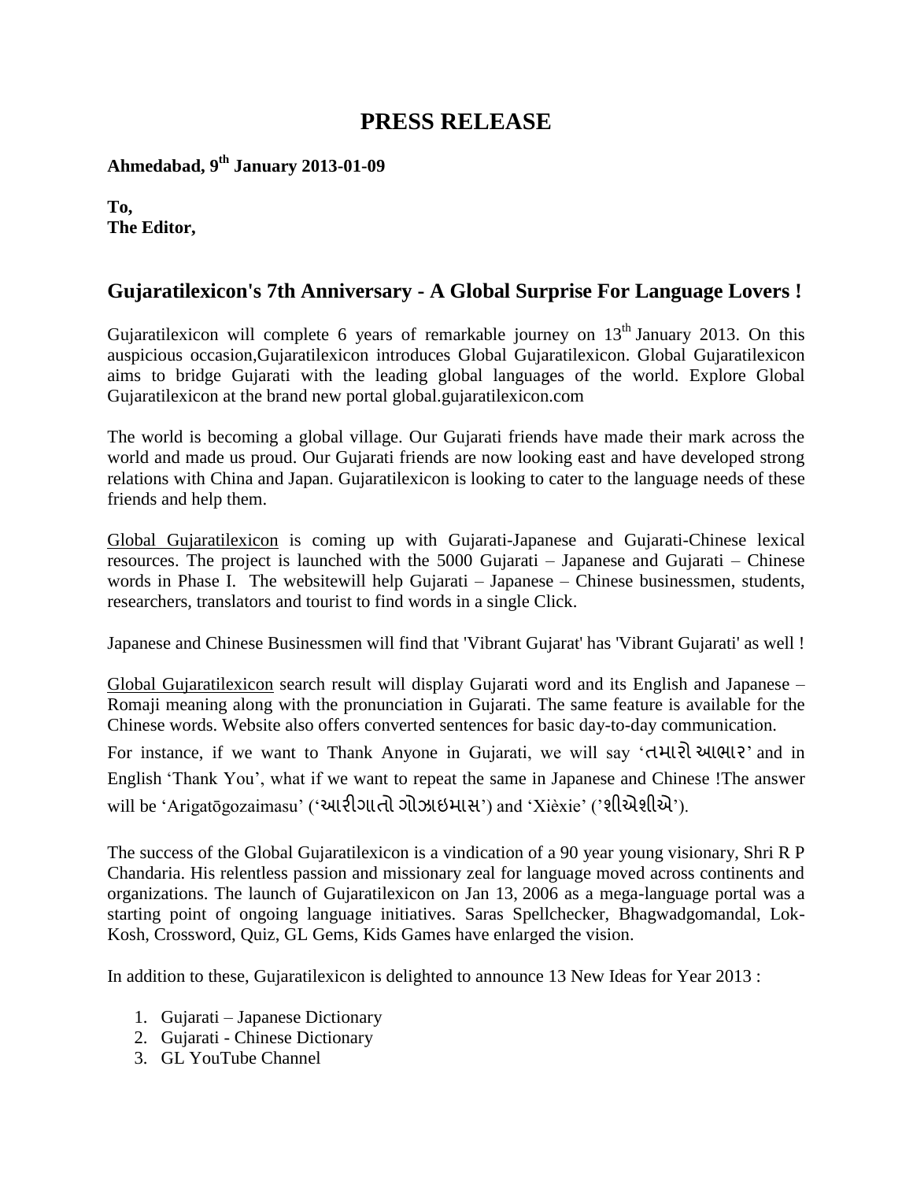# PRESS RELEASE

**Ahmedabad, 9th January 2013-01-09**

**To,**
**The Editor,**

## Gujaratilexicon's 7th Anniversary - A Global Surprise For Language Lovers !

Gujaratilexicon will complete 6 years of remarkable journey on 13th January 2013. On this auspicious occasion,Gujaratilexicon introduces Global Gujaratilexicon. Global Gujaratilexicon aims to bridge Gujarati with the leading global languages of the world. Explore Global Gujaratilexicon at the brand new portal global.gujaratilexicon.com

The world is becoming a global village. Our Gujarati friends have made their mark across the world and made us proud. Our Gujarati friends are now looking east and have developed strong relations with China and Japan. Gujaratilexicon is looking to cater to the language needs of these friends and help them.

Global Gujaratilexicon is coming up with Gujarati-Japanese and Gujarati-Chinese lexical resources. The project is launched with the 5000 Gujarati – Japanese and Gujarati – Chinese words in Phase I. The websitewill help Gujarati – Japanese – Chinese businessmen, students, researchers, translators and tourist to find words in a single Click.

Japanese and Chinese Businessmen will find that 'Vibrant Gujarat' has 'Vibrant Gujarati' as well !

Global Gujaratilexicon search result will display Gujarati word and its English and Japanese – Romaji meaning along with the pronunciation in Gujarati. The same feature is available for the Chinese words. Website also offers converted sentences for basic day-to-day communication.

For instance, if we want to Thank Anyone in Gujarati, we will say 'તમારો આભાર' and in English 'Thank You', what if we want to repeat the same in Japanese and Chinese !The answer will be 'Arigatōgozaimasu' ('આરીગાતો ગોઝાઇમાસ') and 'Xièxie' ('શીએશીએ').

The success of the Global Gujaratilexicon is a vindication of a 90 year young visionary, Shri R P Chandaria. His relentless passion and missionary zeal for language moved across continents and organizations. The launch of Gujaratilexicon on Jan 13, 2006 as a mega-language portal was a starting point of ongoing language initiatives. Saras Spellchecker, Bhagwadgomandal, Lok-Kosh, Crossword, Quiz, GL Gems, Kids Games have enlarged the vision.

In addition to these, Gujaratilexicon is delighted to announce 13 New Ideas for Year 2013 :

1. Gujarati – Japanese Dictionary
2. Gujarati - Chinese Dictionary
3. GL YouTube Channel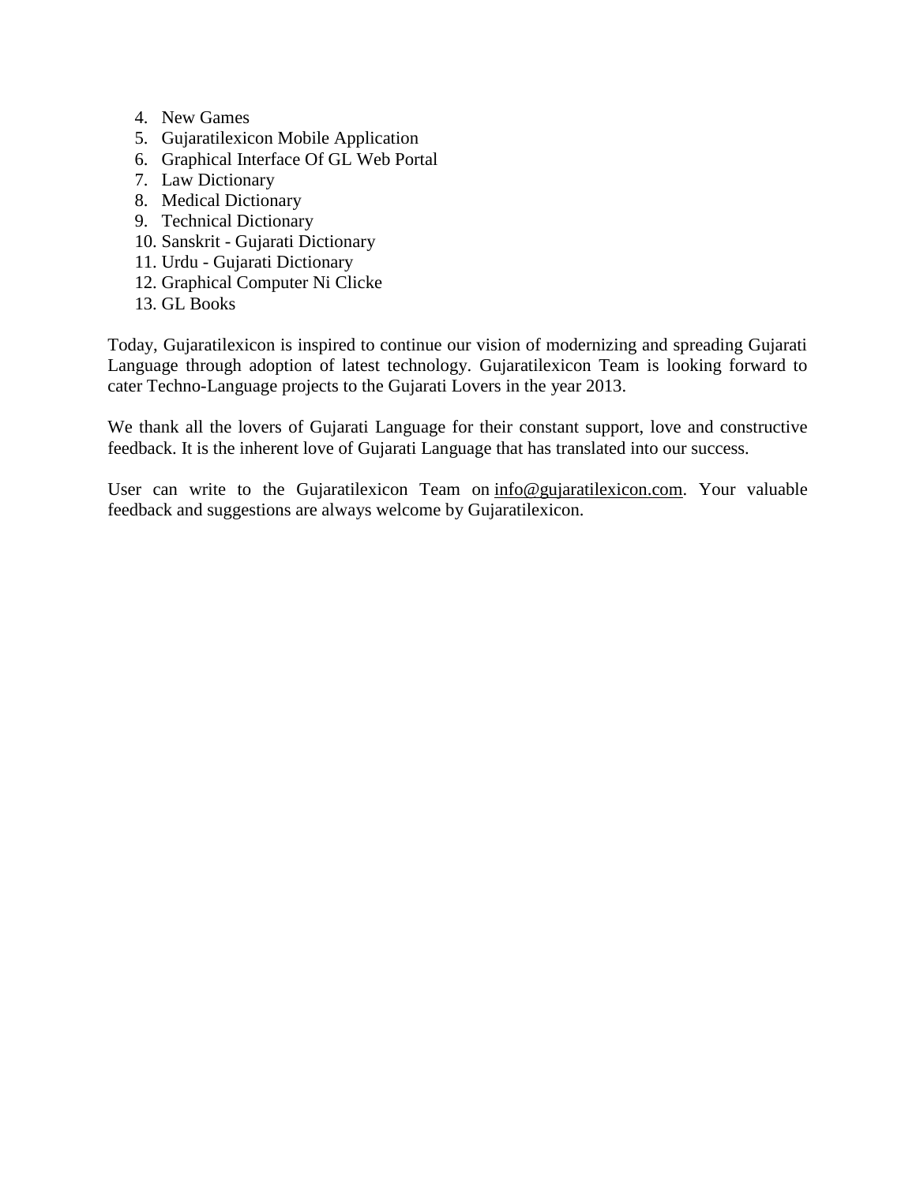4. New Games
5. Gujaratilexicon Mobile Application
6. Graphical Interface Of GL Web Portal
7. Law Dictionary
8. Medical Dictionary
9. Technical Dictionary
10. Sanskrit - Gujarati Dictionary
11. Urdu - Gujarati Dictionary
12. Graphical Computer Ni Clicke
13. GL Books

Today, Gujaratilexicon is inspired to continue our vision of modernizing and spreading Gujarati Language through adoption of latest technology. Gujaratilexicon Team is looking forward to cater Techno-Language projects to the Gujarati Lovers in the year 2013.

We thank all the lovers of Gujarati Language for their constant support, love and constructive feedback. It is the inherent love of Gujarati Language that has translated into our success.

User can write to the Gujaratilexicon Team on info@gujaratilexicon.com. Your valuable feedback and suggestions are always welcome by Gujaratilexicon.